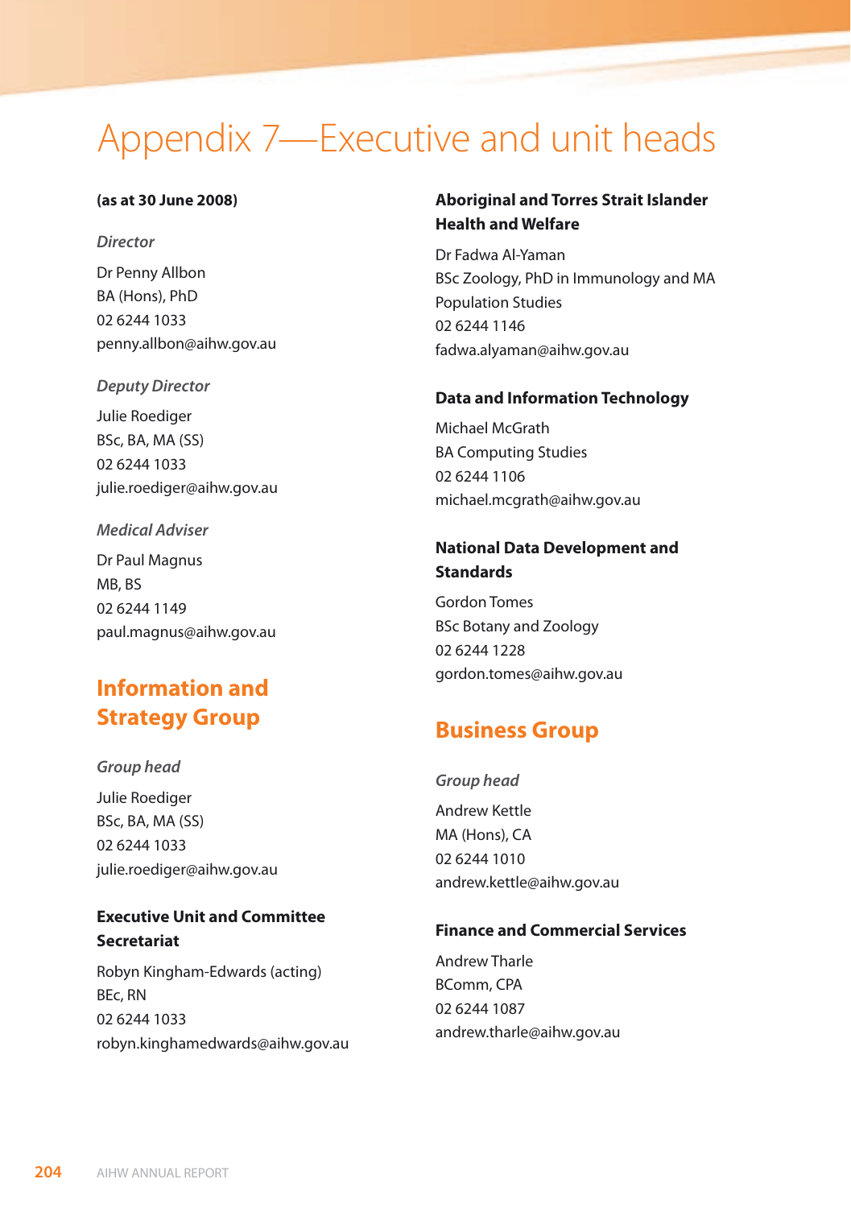# Appendix 7—Executive and unit heads

**(as at 30 June 2008)**

*Director*

Dr Penny Allbon
BA (Hons), PhD
02 6244 1033
penny.allbon@aihw.gov.au

*Deputy Director*

Julie Roediger
BSc, BA, MA (SS)
02 6244 1033
julie.roediger@aihw.gov.au

*Medical Adviser*

Dr Paul Magnus
MB, BS
02 6244 1149
paul.magnus@aihw.gov.au

## Information and Strategy Group

*Group head*

Julie Roediger
BSc, BA, MA (SS)
02 6244 1033
julie.roediger@aihw.gov.au

### Executive Unit and Committee Secretariat

Robyn Kingham-Edwards (acting)
BEc, RN
02 6244 1033
robyn.kinghamedwards@aihw.gov.au

### Aboriginal and Torres Strait Islander Health and Welfare

Dr Fadwa Al-Yaman
BSc Zoology, PhD in Immunology and MA Population Studies
02 6244 1146
fadwa.alyaman@aihw.gov.au

### Data and Information Technology

Michael McGrath
BA Computing Studies
02 6244 1106
michael.mcgrath@aihw.gov.au

### National Data Development and Standards

Gordon Tomes
BSc Botany and Zoology
02 6244 1228
gordon.tomes@aihw.gov.au

## Business Group

*Group head*

Andrew Kettle
MA (Hons), CA
02 6244 1010
andrew.kettle@aihw.gov.au

### Finance and Commercial Services

Andrew Tharle
BComm, CPA
02 6244 1087
andrew.tharle@aihw.gov.au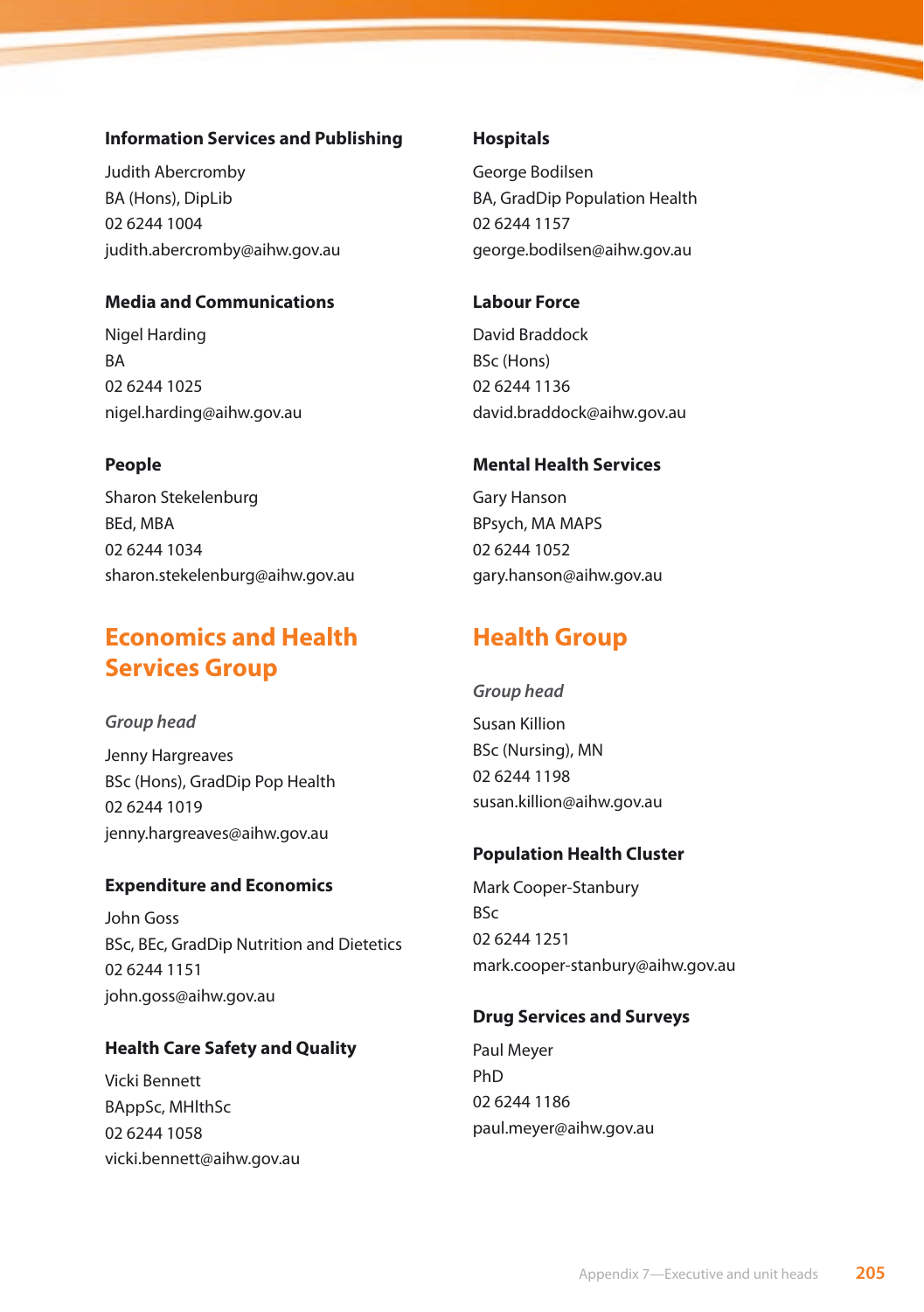### Information Services and Publishing

Judith Abercromby
BA (Hons), DipLib
02 6244 1004
judith.abercromby@aihw.gov.au

### Media and Communications

Nigel Harding
BA
02 6244 1025
nigel.harding@aihw.gov.au

### People

Sharon Stekelenburg
BEd, MBA
02 6244 1034
sharon.stekelenburg@aihw.gov.au

## Economics and Health Services Group

*Group head*

Jenny Hargreaves
BSc (Hons), GradDip Pop Health
02 6244 1019
jenny.hargreaves@aihw.gov.au

### Expenditure and Economics

John Goss
BSc, BEc, GradDip Nutrition and Dietetics
02 6244 1151
john.goss@aihw.gov.au

### Health Care Safety and Quality

Vicki Bennett
BAppSc, MHlthSc
02 6244 1058
vicki.bennett@aihw.gov.au

### Hospitals

George Bodilsen
BA, GradDip Population Health
02 6244 1157
george.bodilsen@aihw.gov.au

### Labour Force

David Braddock
BSc (Hons)
02 6244 1136
david.braddock@aihw.gov.au

### Mental Health Services

Gary Hanson
BPsych, MA MAPS
02 6244 1052
gary.hanson@aihw.gov.au

## Health Group

*Group head*

Susan Killion
BSc (Nursing), MN
02 6244 1198
susan.killion@aihw.gov.au

### Population Health Cluster

Mark Cooper-Stanbury
BSc
02 6244 1251
mark.cooper-stanbury@aihw.gov.au

### Drug Services and Surveys

Paul Meyer
PhD
02 6244 1186
paul.meyer@aihw.gov.au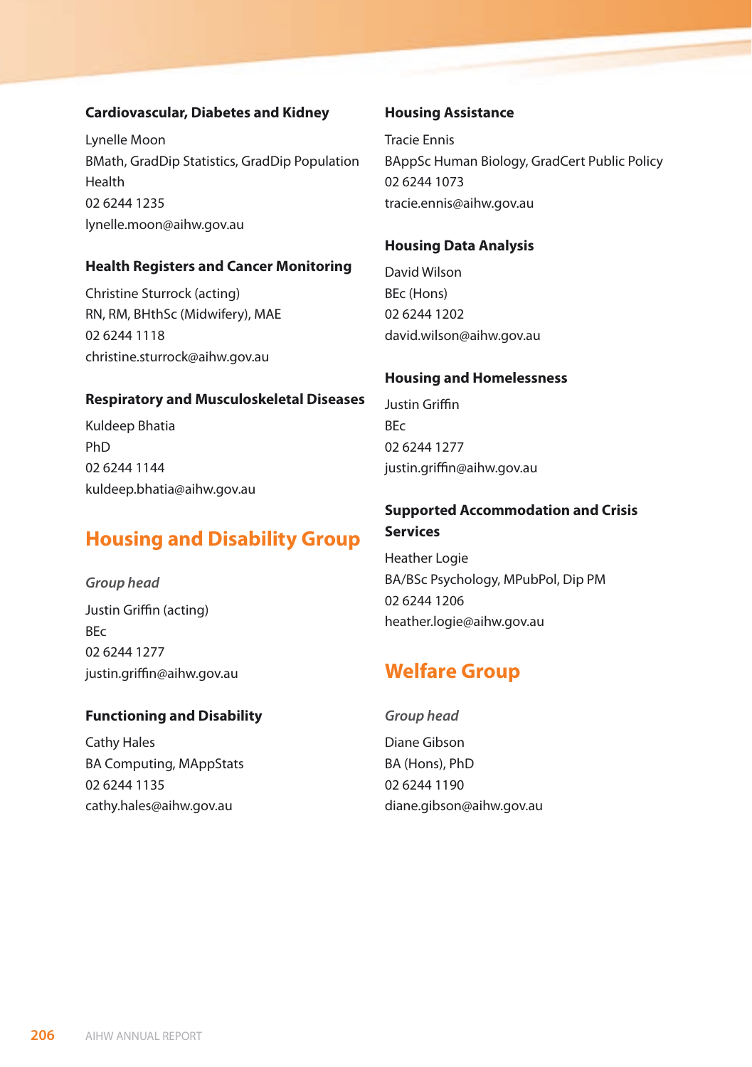### Cardiovascular, Diabetes and Kidney

Lynelle Moon
BMath, GradDip Statistics, GradDip Population Health
02 6244 1235
lynelle.moon@aihw.gov.au

### Health Registers and Cancer Monitoring

Christine Sturrock (acting)
RN, RM, BHthSc (Midwifery), MAE
02 6244 1118
christine.sturrock@aihw.gov.au

### Respiratory and Musculoskeletal Diseases

Kuldeep Bhatia
PhD
02 6244 1144
kuldeep.bhatia@aihw.gov.au

## Housing and Disability Group

*Group head*

Justin Griffin (acting)
BEc
02 6244 1277
justin.griffin@aihw.gov.au

### Functioning and Disability

Cathy Hales
BA Computing, MAppStats
02 6244 1135
cathy.hales@aihw.gov.au

### Housing Assistance

Tracie Ennis
BAppSc Human Biology, GradCert Public Policy
02 6244 1073
tracie.ennis@aihw.gov.au

### Housing Data Analysis

David Wilson
BEc (Hons)
02 6244 1202
david.wilson@aihw.gov.au

### Housing and Homelessness

Justin Griffin
BEc
02 6244 1277
justin.griffin@aihw.gov.au

### Supported Accommodation and Crisis Services

Heather Logie
BA/BSc Psychology, MPubPol, Dip PM
02 6244 1206
heather.logie@aihw.gov.au

## Welfare Group

*Group head*

Diane Gibson
BA (Hons), PhD
02 6244 1190
diane.gibson@aihw.gov.au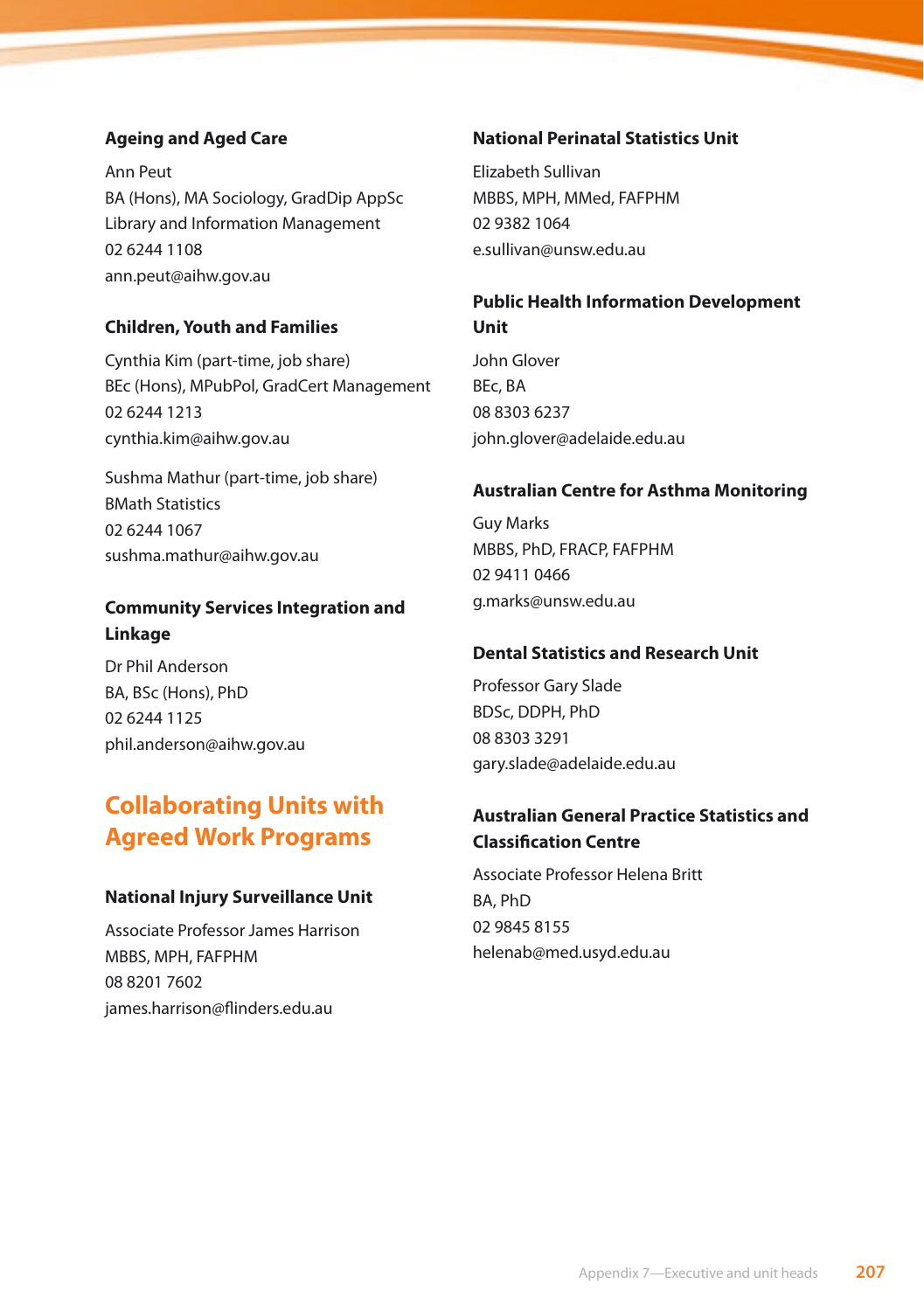### Ageing and Aged Care

Ann Peut
BA (Hons), MA Sociology, GradDip AppSc Library and Information Management
02 6244 1108
ann.peut@aihw.gov.au

### Children, Youth and Families

Cynthia Kim (part-time, job share)
BEc (Hons), MPubPol, GradCert Management
02 6244 1213
cynthia.kim@aihw.gov.au

Sushma Mathur (part-time, job share)
BMath Statistics
02 6244 1067
sushma.mathur@aihw.gov.au

### Community Services Integration and Linkage

Dr Phil Anderson
BA, BSc (Hons), PhD
02 6244 1125
phil.anderson@aihw.gov.au

## Collaborating Units with Agreed Work Programs

### National Injury Surveillance Unit

Associate Professor James Harrison
MBBS, MPH, FAFPHM
08 8201 7602
james.harrison@flinders.edu.au

### National Perinatal Statistics Unit

Elizabeth Sullivan
MBBS, MPH, MMed, FAFPHM
02 9382 1064
e.sullivan@unsw.edu.au

### Public Health Information Development Unit

John Glover
BEc, BA
08 8303 6237
john.glover@adelaide.edu.au

### Australian Centre for Asthma Monitoring

Guy Marks
MBBS, PhD, FRACP, FAFPHM
02 9411 0466
g.marks@unsw.edu.au

### Dental Statistics and Research Unit

Professor Gary Slade
BDSc, DDPH, PhD
08 8303 3291
gary.slade@adelaide.edu.au

### Australian General Practice Statistics and Classification Centre

Associate Professor Helena Britt
BA, PhD
02 9845 8155
helenab@med.usyd.edu.au